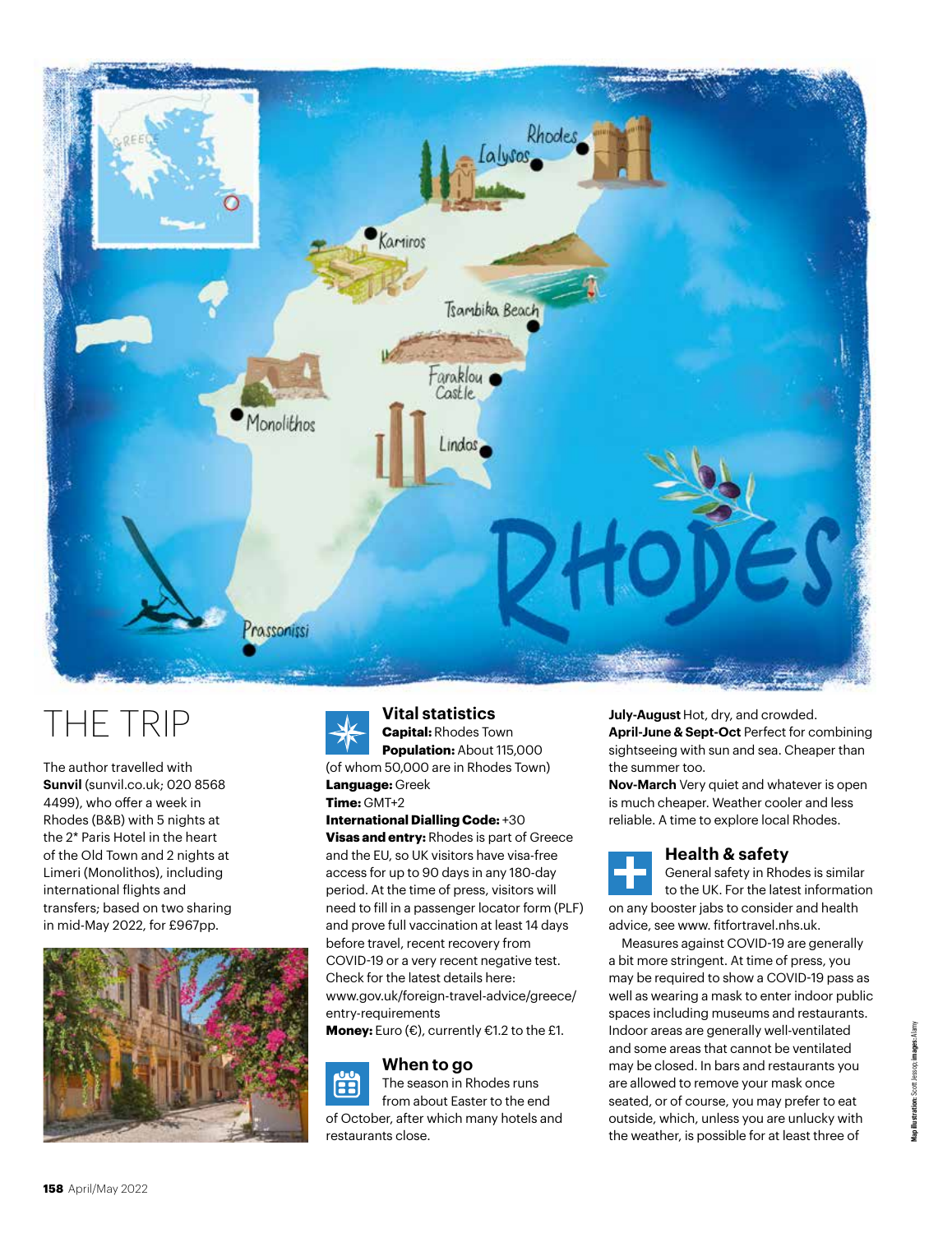# THE TRIP

The author travelled with **Sunvil** (sunvil.co.uk; 020 8568 4499), who offer a week in Rhodes (B&B) with 5 nights at the 2* Paris Hotel in the heart of the Old Town and 2 nights at Limeri (Monolithos), including international flights and transfers; based on two sharing in mid-May 2022, for £967pp.

## Vital statistics

**Capital:** Rhodes Town
**Population:** About 115,000 (of whom 50,000 are in Rhodes Town)
**Language:** Greek
**Time:** GMT+2
**International Dialling Code:** +30
**Visas and entry:** Rhodes is part of Greece and the EU, so UK visitors have visa-free access for up to 90 days in any 180-day period. At the time of press, visitors will need to fill in a passenger locator form (PLF) and prove full vaccination at least 14 days before travel, recent recovery from COVID-19 or a very recent negative test. Check for the latest details here: www.gov.uk/foreign-travel-advice/greece/entry-requirements
**Money:** Euro (€), currently €1.2 to the £1.

## When to go

The season in Rhodes runs from about Easter to the end of October, after which many hotels and restaurants close.

**July-August** Hot, dry, and crowded.
**April-June & Sept-Oct** Perfect for combining sightseeing with sun and sea. Cheaper than the summer too.
**Nov-March** Very quiet and whatever is open is much cheaper. Weather cooler and less reliable. A time to explore local Rhodes.

## Health & safety

General safety in Rhodes is similar to the UK. For the latest information on any booster jabs to consider and health advice, see www. fitfortravel.nhs.uk.

Measures against COVID-19 are generally a bit more stringent. At time of press, you may be required to show a COVID-19 pass as well as wearing a mask to enter indoor public spaces including museums and restaurants. Indoor areas are generally well-ventilated and some areas that cannot be ventilated may be closed. In bars and restaurants you are allowed to remove your mask once seated, or of course, you may prefer to eat outside, which, unless you are unlucky with the weather, is possible for at least three of

Map illustration: Scott Jessop; images: Alamy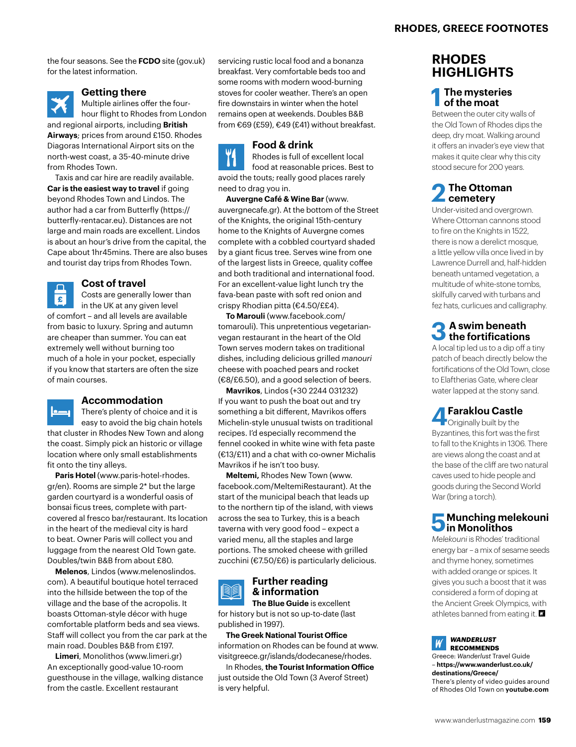the four seasons. See the **FCDO** site (gov.uk) for the latest information.

## Getting there

Multiple airlines offer the four-hour flight to Rhodes from London and regional airports, including **British Airways**; prices from around £150. Rhodes Diagoras International Airport sits on the north-west coast, a 35-40-minute drive from Rhodes Town.

Taxis and car hire are readily available. **Car is the easiest way to travel** if going beyond Rhodes Town and Lindos. The author had a car from Butterfly (https://butterfly-rentacar.eu). Distances are not large and main roads are excellent. Lindos is about an hour's drive from the capital, the Cape about 1hr45mins. There are also buses and tourist day trips from Rhodes Town.

## Cost of travel

Costs are generally lower than in the UK at any given level of comfort – and all levels are available from basic to luxury. Spring and autumn are cheaper than summer. You can eat extremely well without burning too much of a hole in your pocket, especially if you know that starters are often the size of main courses.

## Accommodation

There's plenty of choice and it is easy to avoid the big chain hotels that cluster in Rhodes New Town and along the coast. Simply pick an historic or village location where only small establishments fit onto the tiny alleys.

**Paris Hotel** (www.paris-hotel-rhodes.gr/en). Rooms are simple 2* but the large garden courtyard is a wonderful oasis of bonsai ficus trees, complete with part-covered al fresco bar/restaurant. Its location in the heart of the medieval city is hard to beat. Owner Paris will collect you and luggage from the nearest Old Town gate. Doubles/twin B&B from about £197.

**Melenos**, Lindos (www.melenoslindos.com). A beautiful boutique hotel terraced into the hillside between the top of the village and the base of the acropolis. It boasts Ottoman-style décor with huge comfortable platform beds and sea views. Staff will collect you from the car park at the main road. Doubles B&B from £197.

**Limeri**, Monolithos (www.limeri.gr) An exceptionally good-value 10-room guesthouse in the village, walking distance from the castle. Excellent restaurant servicing rustic local food and a bonanza breakfast. Very comfortable beds too and some rooms with modern wood-burning stoves for cooler weather. There's an open fire downstairs in winter when the hotel remains open at weekends. Doubles B&B from €69 (£59), €49 (£41) without breakfast.

## Food & drink

Rhodes is full of excellent local food at reasonable prices. Best to avoid the touts; really good places rarely need to drag you in.

**Auvergne Café & Wine Bar** (www.auvergnecafe.gr). At the bottom of the Street of the Knights, the original 15th-century home to the Knights of Auvergne comes complete with a cobbled courtyard shaded by a giant ficus tree. Serves wine from one of the largest lists in Greece, quality coffee and both traditional and international food. For an excellent-value light lunch try the fava-bean paste with soft red onion and crispy Rhodian pitta (€4.50/££4).

**To Marouli** (www.facebook.com/tomarouli). This unpretentious vegetarian-vegan restaurant in the heart of the Old Town serves modern takes on traditional dishes, including delicious grilled *manouri* cheese with poached pears and rocket (€8/£6.50), and a good selection of beers.

**Mavrikos**, Lindos (+30 2244 031232) If you want to push the boat out and try something a bit different, Mavrikos offers Michelin-style unusual twists on traditional recipes. I'd especially recommend the fennel cooked in white wine with feta paste (€13/£11) and a chat with co-owner Michalis Mavrikos if he isn't too busy.

**Meltemi,** Rhodes New Town (www.facebook.com/MeltemiRestaurant). At the start of the municipal beach that leads up to the northern tip of the island, with views across the sea to Turkey, this is a beach taverna with very good food – expect a varied menu, all the staples and large portions. The smoked cheese with grilled zucchini (€7.50/£6) is particularly delicious.

## Further reading & information

**The Blue Guide** is excellent for history but is not so up-to-date (last published in 1997).

**The Greek National Tourist Office** information on Rhodes can be found at www.visitgreece.gr/islands/dodecanese/rhodes.

In Rhodes, **the Tourist Information Office** just outside the Old Town (3 Averof Street) is very helpful.

# RHODES HIGHLIGHTS

## 1 The mysteries of the moat

Between the outer city walls of the Old Town of Rhodes dips the deep, dry moat. Walking around it offers an invader's eye view that makes it quite clear why this city stood secure for 200 years.

## 2 The Ottoman cemetery

Under-visited and overgrown. Where Ottoman cannons stood to fire on the Knights in 1522, there is now a derelict mosque, a little yellow villa once lived in by Lawrence Durrell and, half-hidden beneath untamed vegetation, a multitude of white-stone tombs, skilfully carved with turbans and fez hats, curlicues and calligraphy.

## 3 A swim beneath the fortifications

A local tip led us to a dip off a tiny patch of beach directly below the fortifications of the Old Town, close to Elaftherias Gate, where clear water lapped at the stony sand.

## 4 Faraklou Castle

Originally built by the Byzantines, this fort was the first to fall to the Knights in 1306. There are views along the coast and at the base of the cliff are two natural caves used to hide people and goods during the Second World War (bring a torch).

## 5 Munching melekouni in Monolithos

*Melekouni* is Rhodes' traditional energy bar – a mix of sesame seeds and thyme honey, sometimes with added orange or spices. It gives you such a boost that it was considered a form of doping at the Ancient Greek Olympics, with athletes banned from eating it.

***WANDERLUST* RECOMMENDS**

Greece: *Wanderlust* Travel Guide – **https://www.wanderlust.co.uk/destinations/Greece/**

There's plenty of video guides around of Rhodes Old Town on **youtube.com**